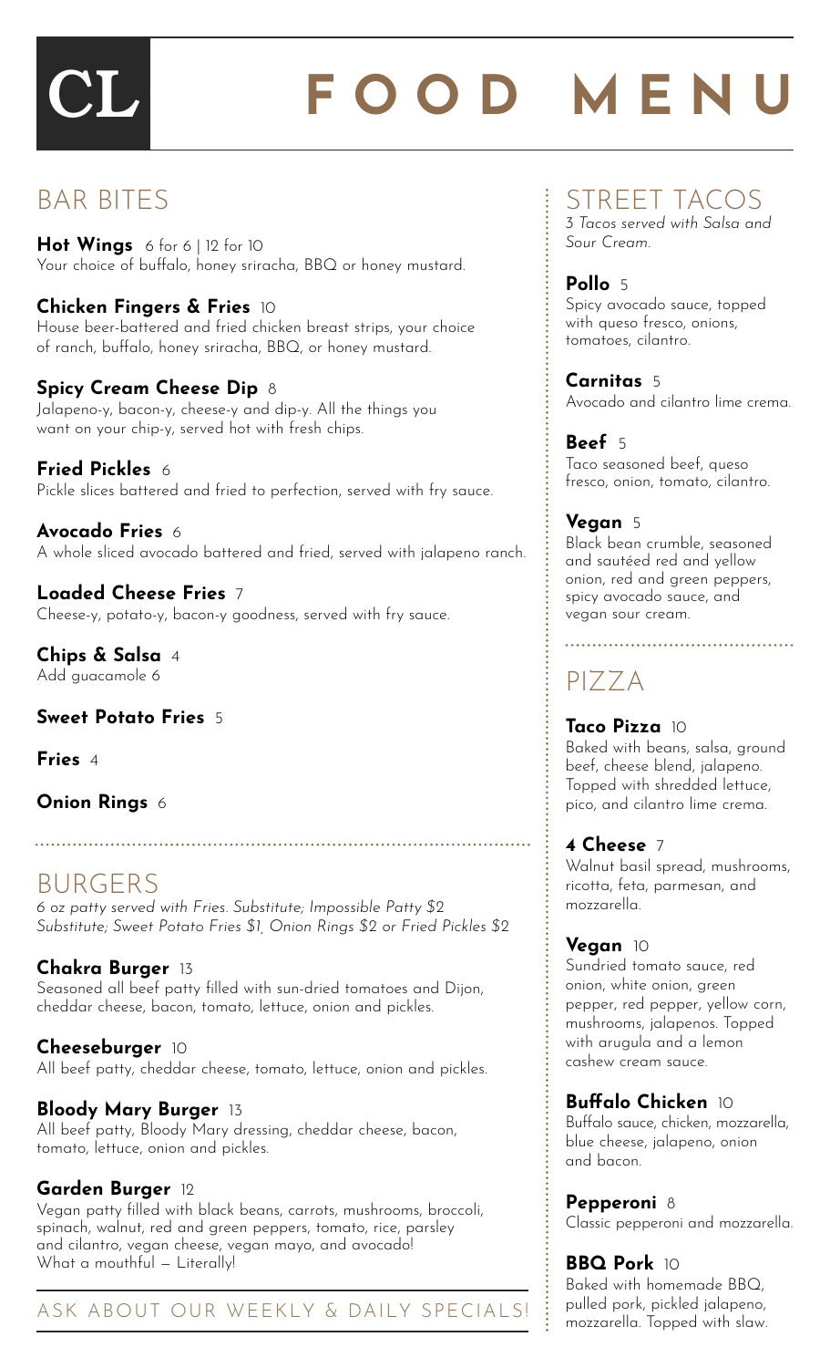# CL FOOD MENU

## BAR BITES

**Hot Wings** 6 for 6 | 12 for 10
Your choice of buffalo, honey sriracha, BBQ or honey mustard.

**Chicken Fingers & Fries** 10
House beer-battered and fried chicken breast strips, your choice of ranch, buffalo, honey sriracha, BBQ, or honey mustard.

**Spicy Cream Cheese Dip** 8
Jalapeno-y, bacon-y, cheese-y and dip-y. All the things you want on your chip-y, served hot with fresh chips.

**Fried Pickles** 6
Pickle slices battered and fried to perfection, served with fry sauce.

**Avocado Fries** 6
A whole sliced avocado battered and fried, served with jalapeno ranch.

**Loaded Cheese Fries** 7
Cheese-y, potato-y, bacon-y goodness, served with fry sauce.

**Chips & Salsa** 4
Add guacamole 6

**Sweet Potato Fries** 5

**Fries** 4

**Onion Rings** 6

## BURGERS

*6 oz patty served with Fries. Substitute; Impossible Patty $2*
*Substitute; Sweet Potato Fries $1, Onion Rings $2 or Fried Pickles $2*

**Chakra Burger** 13
Seasoned all beef patty filled with sun-dried tomatoes and Dijon, cheddar cheese, bacon, tomato, lettuce, onion and pickles.

**Cheeseburger** 10
All beef patty, cheddar cheese, tomato, lettuce, onion and pickles.

**Bloody Mary Burger** 13
All beef patty, Bloody Mary dressing, cheddar cheese, bacon, tomato, lettuce, onion and pickles.

**Garden Burger** 12
Vegan patty filled with black beans, carrots, mushrooms, broccoli, spinach, walnut, red and green peppers, tomato, rice, parsley and cilantro, vegan cheese, vegan mayo, and avocado! What a mouthful — Literally!

ASK ABOUT OUR WEEKLY & DAILY SPECIALS!

## STREET TACOS

*3 Tacos served with Salsa and Sour Cream.*

**Pollo** 5
Spicy avocado sauce, topped with queso fresco, onions, tomatoes, cilantro.

**Carnitas** 5
Avocado and cilantro lime crema.

**Beef** 5
Taco seasoned beef, queso fresco, onion, tomato, cilantro.

**Vegan** 5
Black bean crumble, seasoned and sautéed red and yellow onion, red and green peppers, spicy avocado sauce, and vegan sour cream.

## PIZZA

**Taco Pizza** 10
Baked with beans, salsa, ground beef, cheese blend, jalapeno. Topped with shredded lettuce, pico, and cilantro lime crema.

**4 Cheese** 7
Walnut basil spread, mushrooms, ricotta, feta, parmesan, and mozzarella.

**Vegan** 10
Sundried tomato sauce, red onion, white onion, green pepper, red pepper, yellow corn, mushrooms, jalapenos. Topped with arugula and a lemon cashew cream sauce.

**Buffalo Chicken** 10
Buffalo sauce, chicken, mozzarella, blue cheese, jalapeno, onion and bacon.

**Pepperoni** 8
Classic pepperoni and mozzarella.

**BBQ Pork** 10
Baked with homemade BBQ, pulled pork, pickled jalapeno, mozzarella. Topped with slaw.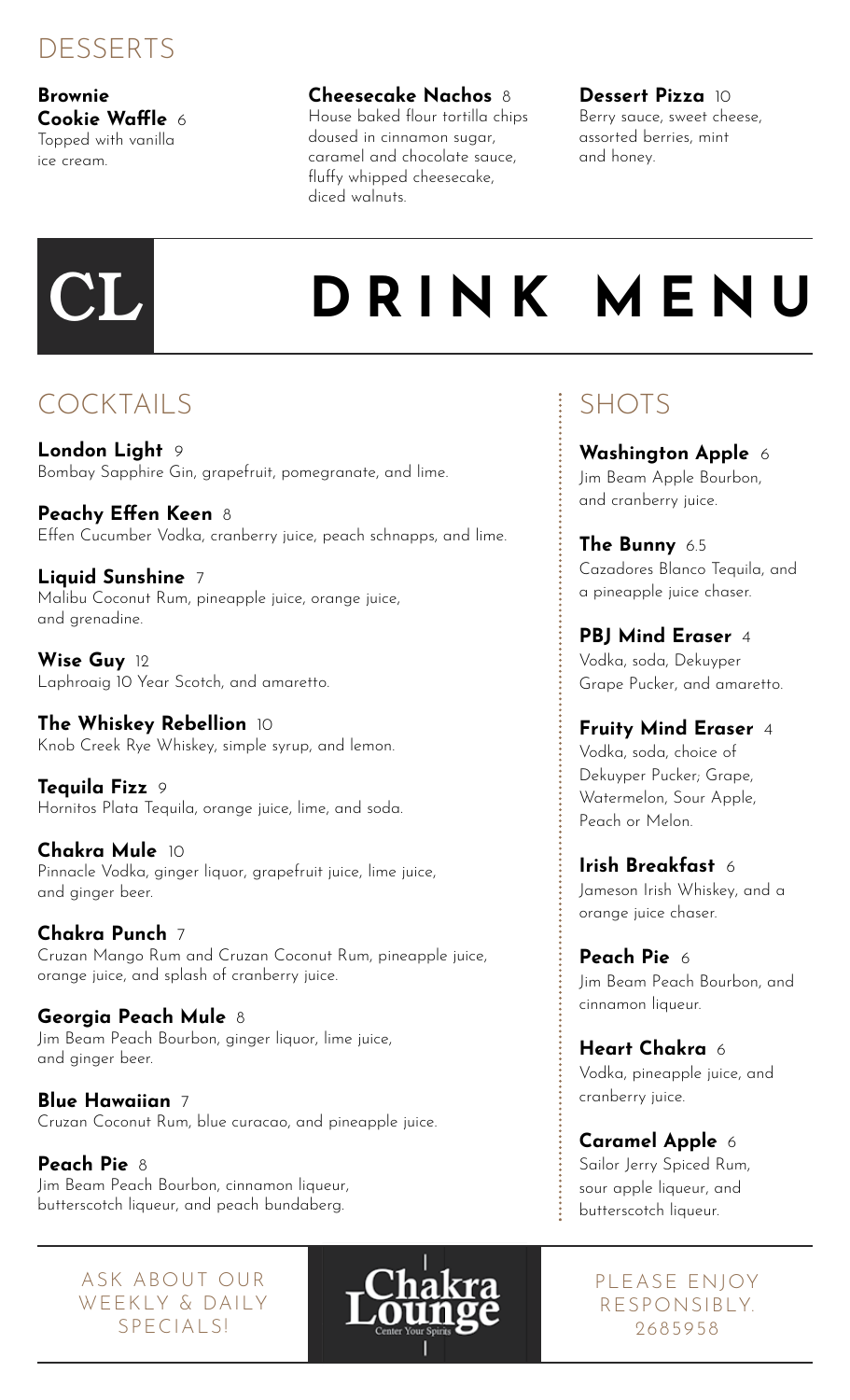## DESSERTS

**Brownie Cookie Waffle** 6
Topped with vanilla ice cream.

**Cheesecake Nachos** 8
House baked flour tortilla chips doused in cinnamon sugar, caramel and chocolate sauce, fluffy whipped cheesecake, diced walnuts.

**Dessert Pizza** 10
Berry sauce, sweet cheese, assorted berries, mint and honey.

CL

# DRINK MENU

## COCKTAILS

**London Light** 9
Bombay Sapphire Gin, grapefruit, pomegranate, and lime.

**Peachy Effen Keen** 8
Effen Cucumber Vodka, cranberry juice, peach schnapps, and lime.

**Liquid Sunshine** 7
Malibu Coconut Rum, pineapple juice, orange juice, and grenadine.

**Wise Guy** 12
Laphroaig 10 Year Scotch, and amaretto.

**The Whiskey Rebellion** 10
Knob Creek Rye Whiskey, simple syrup, and lemon.

**Tequila Fizz** 9
Hornitos Plata Tequila, orange juice, lime, and soda.

**Chakra Mule** 10
Pinnacle Vodka, ginger liquor, grapefruit juice, lime juice, and ginger beer.

**Chakra Punch** 7
Cruzan Mango Rum and Cruzan Coconut Rum, pineapple juice, orange juice, and splash of cranberry juice.

**Georgia Peach Mule** 8
Jim Beam Peach Bourbon, ginger liquor, lime juice, and ginger beer.

**Blue Hawaiian** 7
Cruzan Coconut Rum, blue curacao, and pineapple juice.

**Peach Pie** 8
Jim Beam Peach Bourbon, cinnamon liqueur, butterscotch liqueur, and peach bundaberg.

## SHOTS

**Washington Apple** 6
Jim Beam Apple Bourbon, and cranberry juice.

**The Bunny** 6.5
Cazadores Blanco Tequila, and a pineapple juice chaser.

**PBJ Mind Eraser** 4
Vodka, soda, Dekuyper Grape Pucker, and amaretto.

**Fruity Mind Eraser** 4
Vodka, soda, choice of Dekuyper Pucker; Grape, Watermelon, Sour Apple, Peach or Melon.

**Irish Breakfast** 6
Jameson Irish Whiskey, and a orange juice chaser.

**Peach Pie** 6
Jim Beam Peach Bourbon, and cinnamon liqueur.

**Heart Chakra** 6
Vodka, pineapple juice, and cranberry juice.

**Caramel Apple** 6
Sailor Jerry Spiced Rum, sour apple liqueur, and butterscotch liqueur.

ASK ABOUT OUR WEEKLY & DAILY SPECIALS!

Chakra Lounge
Center Your Spirits

PLEASE ENJOY RESPONSIBLY.
2685958